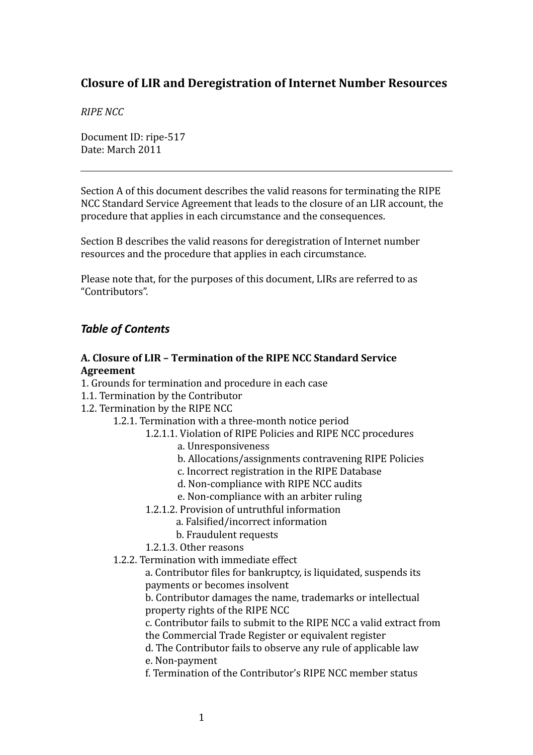# Closure of LIR and Deregistration of Internet Number Resources

*RIPE NCC*

Document ID: ripe-517
Date: March 2011

---

Section A of this document describes the valid reasons for terminating the RIPE NCC Standard Service Agreement that leads to the closure of an LIR account, the procedure that applies in each circumstance and the consequences.

Section B describes the valid reasons for deregistration of Internet number resources and the procedure that applies in each circumstance.

Please note that, for the purposes of this document, LIRs are referred to as "Contributors".

## *Table of Contents*

**A. Closure of LIR – Termination of the RIPE NCC Standard Service Agreement**

1. Grounds for termination and procedure in each case
1.1. Termination by the Contributor
1.2. Termination by the RIPE NCC
- 1.2.1. Termination with a three-month notice period
  - 1.2.1.1. Violation of RIPE Policies and RIPE NCC procedures
    - a. Unresponsiveness
    - b. Allocations/assignments contravening RIPE Policies
    - c. Incorrect registration in the RIPE Database
    - d. Non-compliance with RIPE NCC audits
    - e. Non-compliance with an arbiter ruling
  - 1.2.1.2. Provision of untruthful information
    - a. Falsified/incorrect information
    - b. Fraudulent requests
  - 1.2.1.3. Other reasons
- 1.2.2. Termination with immediate effect
  - a. Contributor files for bankruptcy, is liquidated, suspends its payments or becomes insolvent
  - b. Contributor damages the name, trademarks or intellectual property rights of the RIPE NCC
  - c. Contributor fails to submit to the RIPE NCC a valid extract from the Commercial Trade Register or equivalent register
  - d. The Contributor fails to observe any rule of applicable law
  - e. Non-payment
  - f. Termination of the Contributor's RIPE NCC member status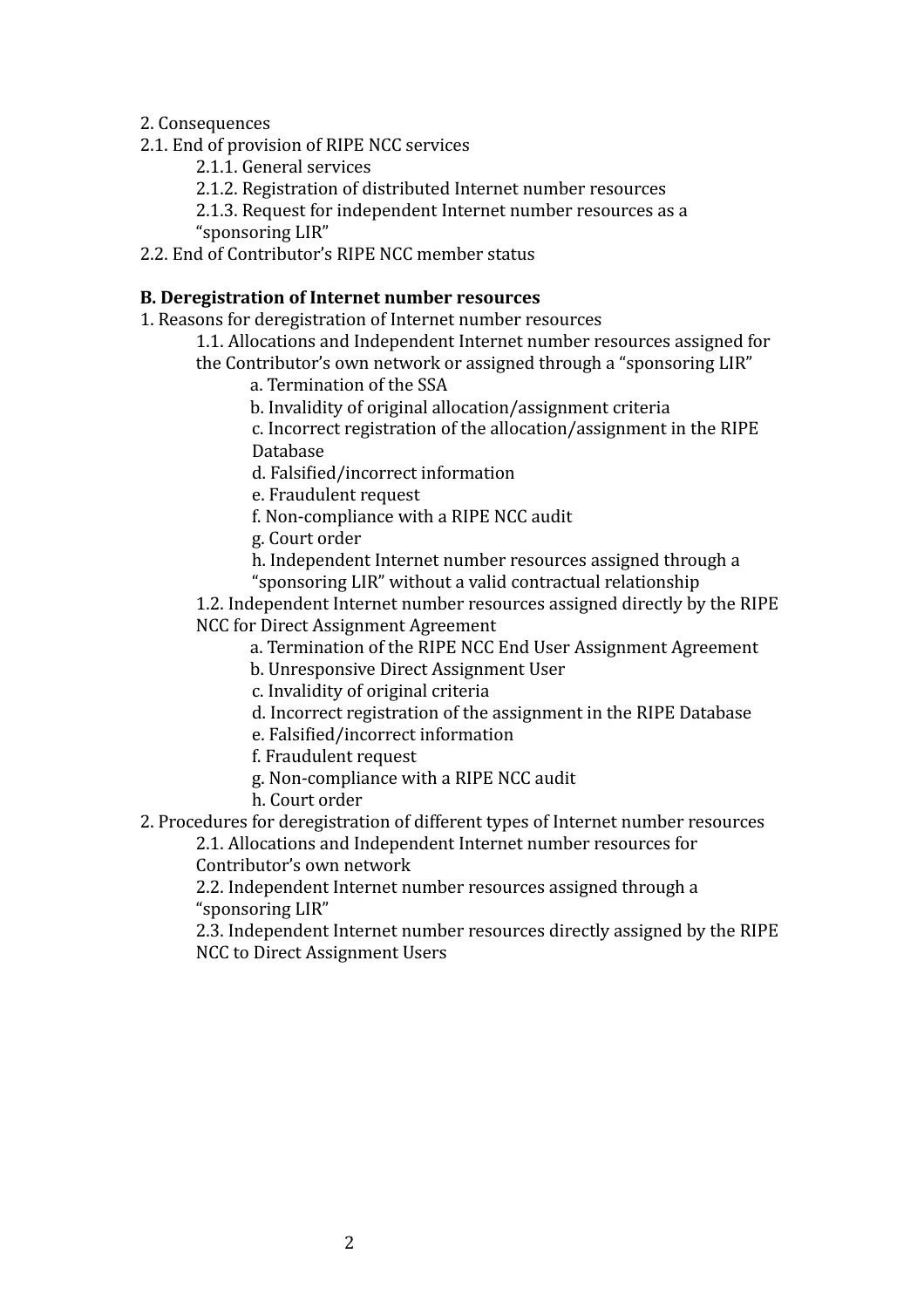2. Consequences

2.1. End of provision of RIPE NCC services

- 2.1.1. General services
- 2.1.2. Registration of distributed Internet number resources
- 2.1.3. Request for independent Internet number resources as a "sponsoring LIR"

2.2. End of Contributor's RIPE NCC member status

**B. Deregistration of Internet number resources**

1. Reasons for deregistration of Internet number resources
   - 1.1. Allocations and Independent Internet number resources assigned for the Contributor's own network or assigned through a "sponsoring LIR"
     - a. Termination of the SSA
     - b. Invalidity of original allocation/assignment criteria
     - c. Incorrect registration of the allocation/assignment in the RIPE Database
     - d. Falsified/incorrect information
     - e. Fraudulent request
     - f. Non-compliance with a RIPE NCC audit
     - g. Court order
     - h. Independent Internet number resources assigned through a "sponsoring LIR" without a valid contractual relationship
   - 1.2. Independent Internet number resources assigned directly by the RIPE NCC for Direct Assignment Agreement
     - a. Termination of the RIPE NCC End User Assignment Agreement
     - b. Unresponsive Direct Assignment User
     - c. Invalidity of original criteria
     - d. Incorrect registration of the assignment in the RIPE Database
     - e. Falsified/incorrect information
     - f. Fraudulent request
     - g. Non-compliance with a RIPE NCC audit
     - h. Court order
2. Procedures for deregistration of different types of Internet number resources
   - 2.1. Allocations and Independent Internet number resources for Contributor's own network
   - 2.2. Independent Internet number resources assigned through a "sponsoring LIR"
   - 2.3. Independent Internet number resources directly assigned by the RIPE NCC to Direct Assignment Users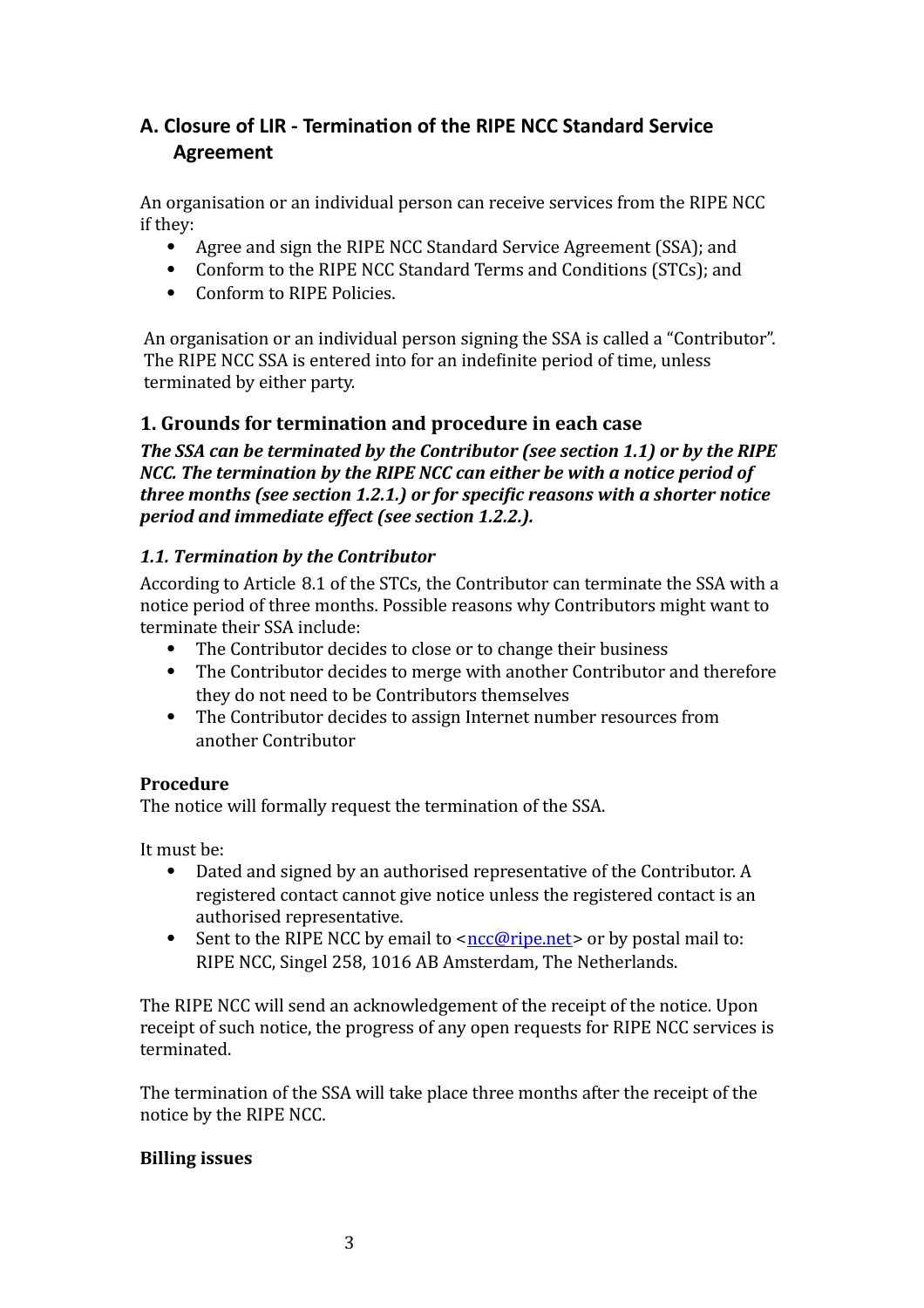## A. Closure of LIR - Termination of the RIPE NCC Standard Service Agreement

An organisation or an individual person can receive services from the RIPE NCC if they:

- Agree and sign the RIPE NCC Standard Service Agreement (SSA); and
- Conform to the RIPE NCC Standard Terms and Conditions (STCs); and
- Conform to RIPE Policies.

An organisation or an individual person signing the SSA is called a "Contributor". The RIPE NCC SSA is entered into for an indefinite period of time, unless terminated by either party.

### 1. Grounds for termination and procedure in each case

***The SSA can be terminated by the Contributor (see section 1.1) or by the RIPE NCC. The termination by the RIPE NCC can either be with a notice period of three months (see section 1.2.1.) or for specific reasons with a shorter notice period and immediate effect (see section 1.2.2.).***

#### *1.1. Termination by the Contributor*

According to Article 8.1 of the STCs, the Contributor can terminate the SSA with a notice period of three months. Possible reasons why Contributors might want to terminate their SSA include:

- The Contributor decides to close or to change their business
- The Contributor decides to merge with another Contributor and therefore they do not need to be Contributors themselves
- The Contributor decides to assign Internet number resources from another Contributor

**Procedure**

The notice will formally request the termination of the SSA.

It must be:

- Dated and signed by an authorised representative of the Contributor. A registered contact cannot give notice unless the registered contact is an authorised representative.
- Sent to the RIPE NCC by email to <ncc@ripe.net> or by postal mail to: RIPE NCC, Singel 258, 1016 AB Amsterdam, The Netherlands.

The RIPE NCC will send an acknowledgement of the receipt of the notice. Upon receipt of such notice, the progress of any open requests for RIPE NCC services is terminated.

The termination of the SSA will take place three months after the receipt of the notice by the RIPE NCC.

**Billing issues**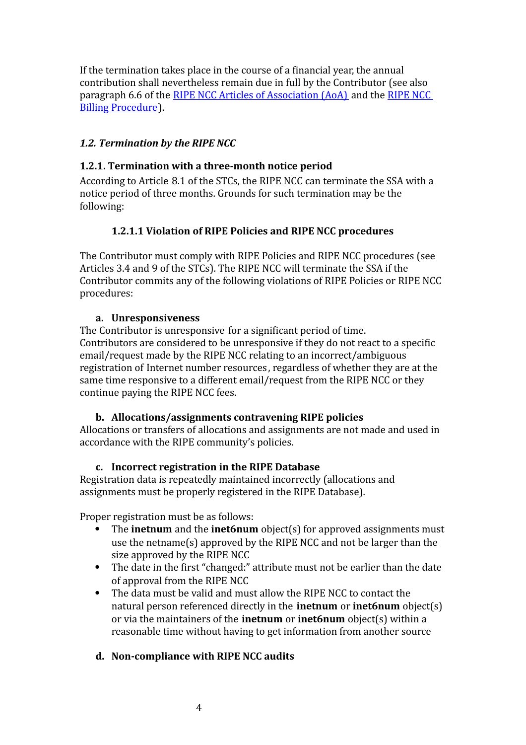If the termination takes place in the course of a financial year, the annual contribution shall nevertheless remain due in full by the Contributor (see also paragraph 6.6 of the RIPE NCC Articles of Association (AoA) and the RIPE NCC Billing Procedure).

### *1.2. Termination by the RIPE NCC*

#### 1.2.1. Termination with a three-month notice period

According to Article 8.1 of the STCs, the RIPE NCC can terminate the SSA with a notice period of three months. Grounds for such termination may be the following:

##### 1.2.1.1 Violation of RIPE Policies and RIPE NCC procedures

The Contributor must comply with RIPE Policies and RIPE NCC procedures (see Articles 3.4 and 9 of the STCs). The RIPE NCC will terminate the SSA if the Contributor commits any of the following violations of RIPE Policies or RIPE NCC procedures:

**a. Unresponsiveness**

The Contributor is unresponsive for a significant period of time. Contributors are considered to be unresponsive if they do not react to a specific email/request made by the RIPE NCC relating to an incorrect/ambiguous registration of Internet number resources, regardless of whether they are at the same time responsive to a different email/request from the RIPE NCC or they continue paying the RIPE NCC fees.

**b. Allocations/assignments contravening RIPE policies**

Allocations or transfers of allocations and assignments are not made and used in accordance with the RIPE community's policies.

**c. Incorrect registration in the RIPE Database**

Registration data is repeatedly maintained incorrectly (allocations and assignments must be properly registered in the RIPE Database).

Proper registration must be as follows:

- The **inetnum** and the **inet6num** object(s) for approved assignments must use the netname(s) approved by the RIPE NCC and not be larger than the size approved by the RIPE NCC
- The date in the first "changed:" attribute must not be earlier than the date of approval from the RIPE NCC
- The data must be valid and must allow the RIPE NCC to contact the natural person referenced directly in the **inetnum** or **inet6num** object(s) or via the maintainers of the **inetnum** or **inet6num** object(s) within a reasonable time without having to get information from another source

**d. Non-compliance with RIPE NCC audits**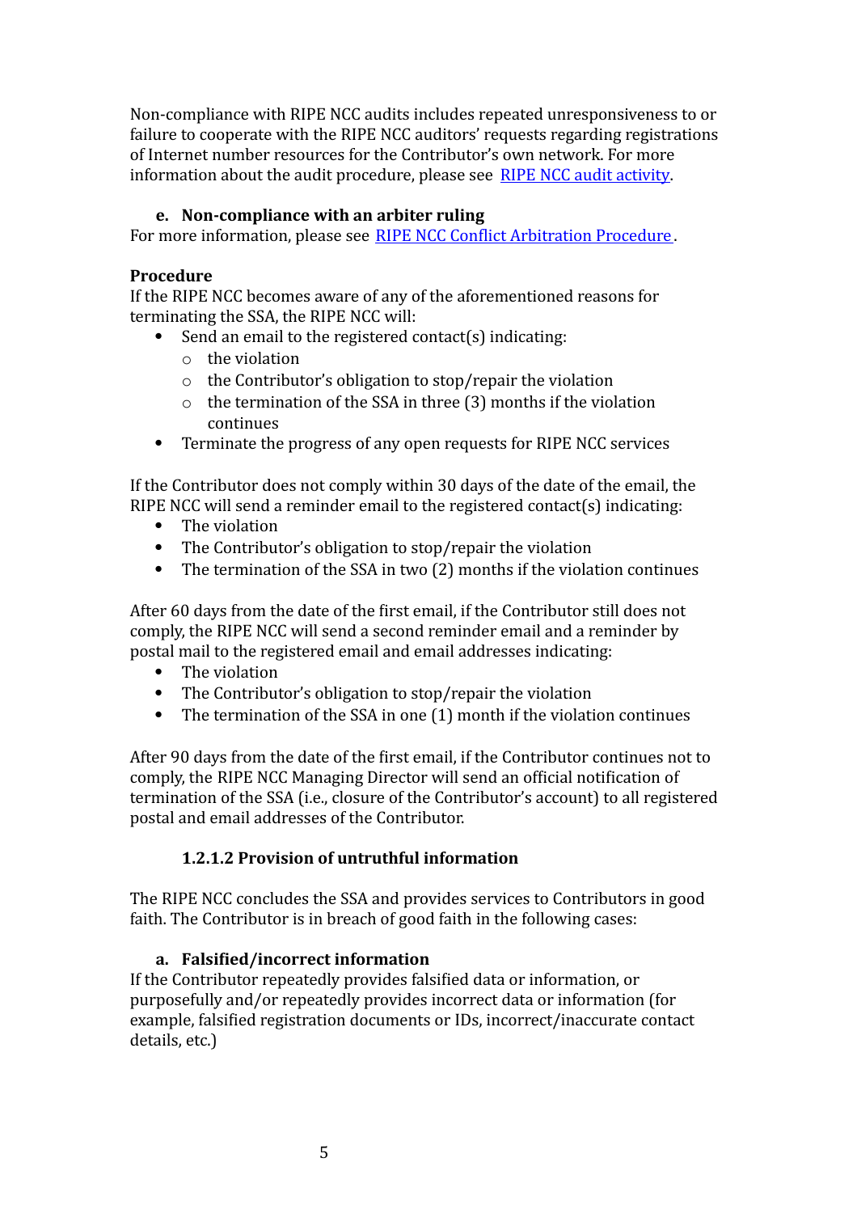Non-compliance with RIPE NCC audits includes repeated unresponsiveness to or failure to cooperate with the RIPE NCC auditors' requests regarding registrations of Internet number resources for the Contributor's own network. For more information about the audit procedure, please see [RIPE NCC audit activity](RIPE NCC audit activity).

**e. Non-compliance with an arbiter ruling**

For more information, please see [RIPE NCC Conflict Arbitration Procedure](RIPE NCC Conflict Arbitration Procedure).

**Procedure**

If the RIPE NCC becomes aware of any of the aforementioned reasons for terminating the SSA, the RIPE NCC will:

- Send an email to the registered contact(s) indicating:
  - the violation
  - the Contributor's obligation to stop/repair the violation
  - the termination of the SSA in three (3) months if the violation continues
- Terminate the progress of any open requests for RIPE NCC services

If the Contributor does not comply within 30 days of the date of the email, the RIPE NCC will send a reminder email to the registered contact(s) indicating:

- The violation
- The Contributor's obligation to stop/repair the violation
- The termination of the SSA in two (2) months if the violation continues

After 60 days from the date of the first email, if the Contributor still does not comply, the RIPE NCC will send a second reminder email and a reminder by postal mail to the registered email and email addresses indicating:

- The violation
- The Contributor's obligation to stop/repair the violation
- The termination of the SSA in one (1) month if the violation continues

After 90 days from the date of the first email, if the Contributor continues not to comply, the RIPE NCC Managing Director will send an official notification of termination of the SSA (i.e., closure of the Contributor's account) to all registered postal and email addresses of the Contributor.

#### 1.2.1.2 Provision of untruthful information

The RIPE NCC concludes the SSA and provides services to Contributors in good faith. The Contributor is in breach of good faith in the following cases:

**a. Falsified/incorrect information**

If the Contributor repeatedly provides falsified data or information, or purposefully and/or repeatedly provides incorrect data or information (for example, falsified registration documents or IDs, incorrect/inaccurate contact details, etc.)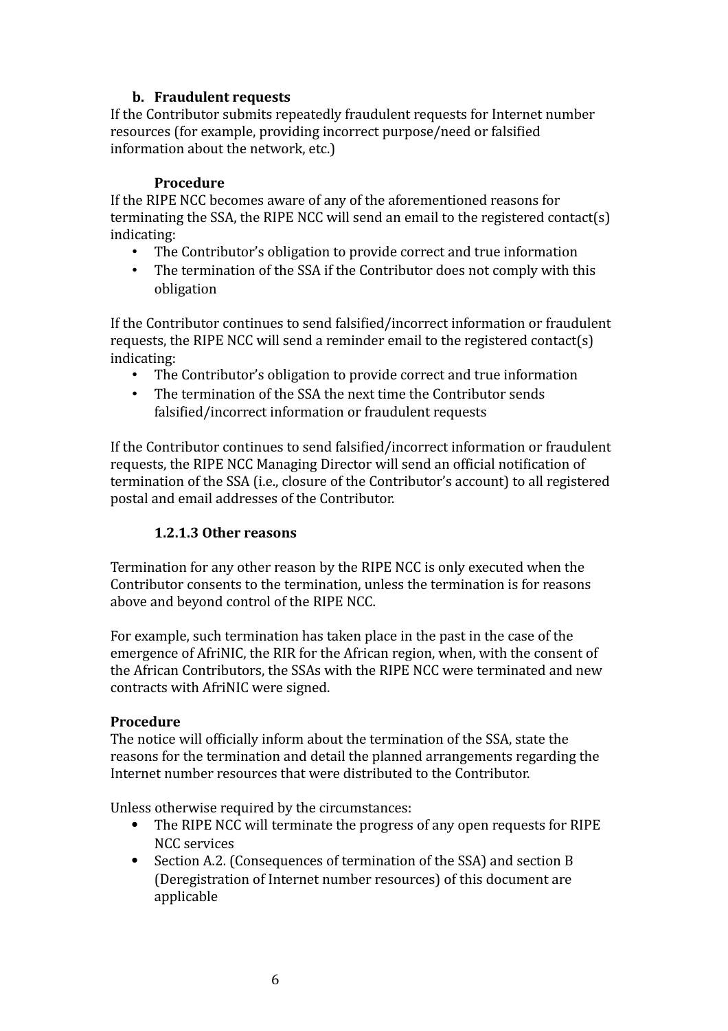**b. Fraudulent requests**

If the Contributor submits repeatedly fraudulent requests for Internet number resources (for example, providing incorrect purpose/need or falsified information about the network, etc.)

**Procedure**

If the RIPE NCC becomes aware of any of the aforementioned reasons for terminating the SSA, the RIPE NCC will send an email to the registered contact(s) indicating:

- The Contributor's obligation to provide correct and true information
- The termination of the SSA if the Contributor does not comply with this obligation

If the Contributor continues to send falsified/incorrect information or fraudulent requests, the RIPE NCC will send a reminder email to the registered contact(s) indicating:

- The Contributor's obligation to provide correct and true information
- The termination of the SSA the next time the Contributor sends falsified/incorrect information or fraudulent requests

If the Contributor continues to send falsified/incorrect information or fraudulent requests, the RIPE NCC Managing Director will send an official notification of termination of the SSA (i.e., closure of the Contributor's account) to all registered postal and email addresses of the Contributor.

#### 1.2.1.3 Other reasons

Termination for any other reason by the RIPE NCC is only executed when the Contributor consents to the termination, unless the termination is for reasons above and beyond control of the RIPE NCC.

For example, such termination has taken place in the past in the case of the emergence of AfriNIC, the RIR for the African region, when, with the consent of the African Contributors, the SSAs with the RIPE NCC were terminated and new contracts with AfriNIC were signed.

**Procedure**

The notice will officially inform about the termination of the SSA, state the reasons for the termination and detail the planned arrangements regarding the Internet number resources that were distributed to the Contributor.

Unless otherwise required by the circumstances:

- The RIPE NCC will terminate the progress of any open requests for RIPE NCC services
- Section A.2. (Consequences of termination of the SSA) and section B (Deregistration of Internet number resources) of this document are applicable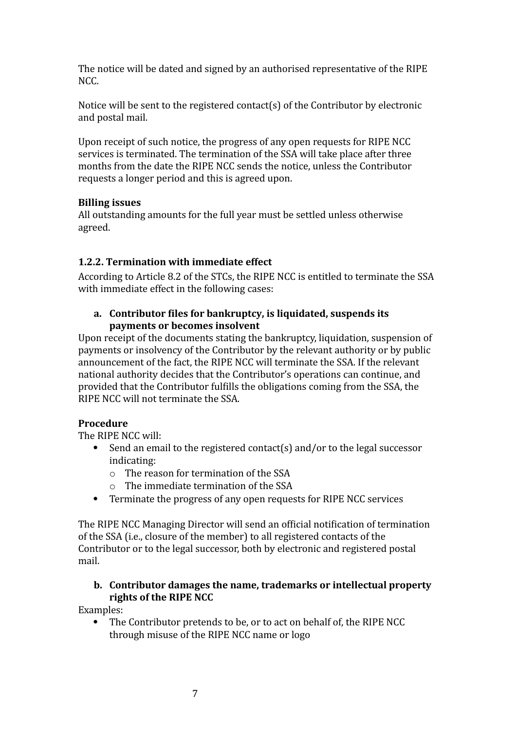The notice will be dated and signed by an authorised representative of the RIPE NCC.

Notice will be sent to the registered contact(s) of the Contributor by electronic and postal mail.

Upon receipt of such notice, the progress of any open requests for RIPE NCC services is terminated. The termination of the SSA will take place after three months from the date the RIPE NCC sends the notice, unless the Contributor requests a longer period and this is agreed upon.

**Billing issues**
All outstanding amounts for the full year must be settled unless otherwise agreed.

### 1.2.2. Termination with immediate effect

According to Article 8.2 of the STCs, the RIPE NCC is entitled to terminate the SSA with immediate effect in the following cases:

**a. Contributor files for bankruptcy, is liquidated, suspends its payments or becomes insolvent**

Upon receipt of the documents stating the bankruptcy, liquidation, suspension of payments or insolvency of the Contributor by the relevant authority or by public announcement of the fact, the RIPE NCC will terminate the SSA. If the relevant national authority decides that the Contributor's operations can continue, and provided that the Contributor fulfills the obligations coming from the SSA, the RIPE NCC will not terminate the SSA.

**Procedure**
The RIPE NCC will:

- Send an email to the registered contact(s) and/or to the legal successor indicating:
  - The reason for termination of the SSA
  - The immediate termination of the SSA
- Terminate the progress of any open requests for RIPE NCC services

The RIPE NCC Managing Director will send an official notification of termination of the SSA (i.e., closure of the member) to all registered contacts of the Contributor or to the legal successor, both by electronic and registered postal mail.

**b. Contributor damages the name, trademarks or intellectual property rights of the RIPE NCC**

Examples:

- The Contributor pretends to be, or to act on behalf of, the RIPE NCC through misuse of the RIPE NCC name or logo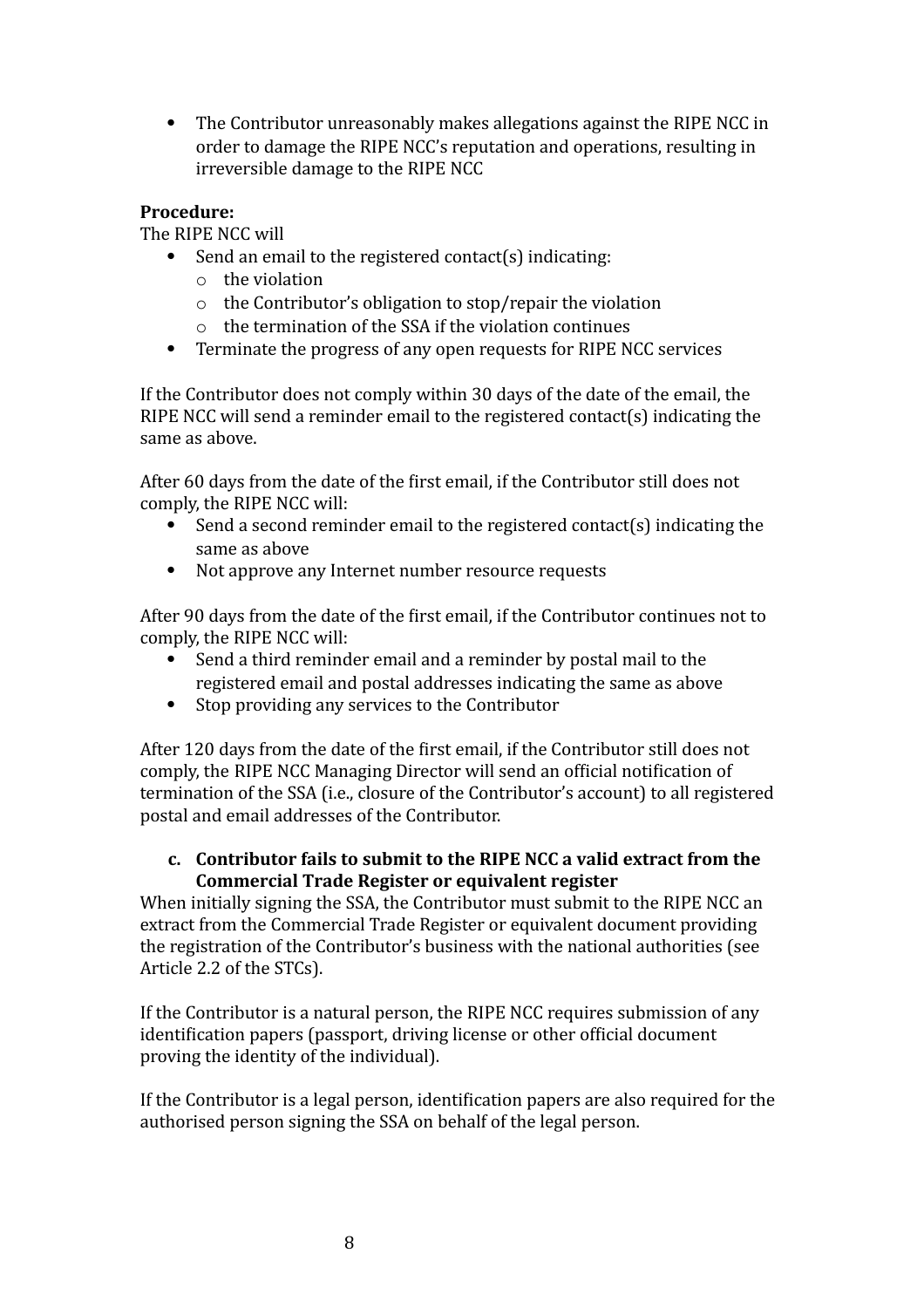- The Contributor unreasonably makes allegations against the RIPE NCC in order to damage the RIPE NCC's reputation and operations, resulting in irreversible damage to the RIPE NCC

**Procedure:**

The RIPE NCC will

- Send an email to the registered contact(s) indicating:
    - the violation
    - the Contributor's obligation to stop/repair the violation
    - the termination of the SSA if the violation continues
- Terminate the progress of any open requests for RIPE NCC services

If the Contributor does not comply within 30 days of the date of the email, the RIPE NCC will send a reminder email to the registered contact(s) indicating the same as above.

After 60 days from the date of the first email, if the Contributor still does not comply, the RIPE NCC will:

- Send a second reminder email to the registered contact(s) indicating the same as above
- Not approve any Internet number resource requests

After 90 days from the date of the first email, if the Contributor continues not to comply, the RIPE NCC will:

- Send a third reminder email and a reminder by postal mail to the registered email and postal addresses indicating the same as above
- Stop providing any services to the Contributor

After 120 days from the date of the first email, if the Contributor still does not comply, the RIPE NCC Managing Director will send an official notification of termination of the SSA (i.e., closure of the Contributor's account) to all registered postal and email addresses of the Contributor.

**c. Contributor fails to submit to the RIPE NCC a valid extract from the Commercial Trade Register or equivalent register**

When initially signing the SSA, the Contributor must submit to the RIPE NCC an extract from the Commercial Trade Register or equivalent document providing the registration of the Contributor's business with the national authorities (see Article 2.2 of the STCs).

If the Contributor is a natural person, the RIPE NCC requires submission of any identification papers (passport, driving license or other official document proving the identity of the individual).

If the Contributor is a legal person, identification papers are also required for the authorised person signing the SSA on behalf of the legal person.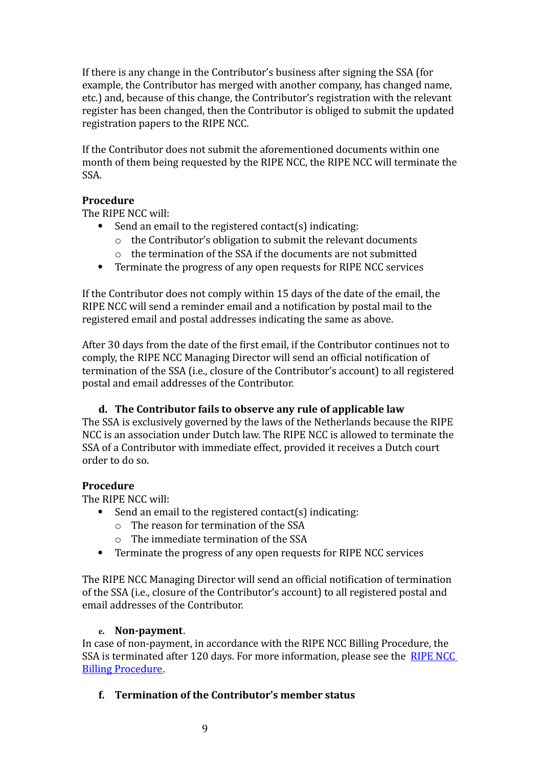If there is any change in the Contributor's business after signing the SSA (for example, the Contributor has merged with another company, has changed name, etc.) and, because of this change, the Contributor's registration with the relevant register has been changed, then the Contributor is obliged to submit the updated registration papers to the RIPE NCC.

If the Contributor does not submit the aforementioned documents within one month of them being requested by the RIPE NCC, the RIPE NCC will terminate the SSA.

**Procedure**
The RIPE NCC will:

- Send an email to the registered contact(s) indicating:
  - the Contributor's obligation to submit the relevant documents
  - the termination of the SSA if the documents are not submitted
- Terminate the progress of any open requests for RIPE NCC services

If the Contributor does not comply within 15 days of the date of the email, the RIPE NCC will send a reminder email and a notification by postal mail to the registered email and postal addresses indicating the same as above.

After 30 days from the date of the first email, if the Contributor continues not to comply, the RIPE NCC Managing Director will send an official notification of termination of the SSA (i.e., closure of the Contributor's account) to all registered postal and email addresses of the Contributor.

### d. The Contributor fails to observe any rule of applicable law

The SSA is exclusively governed by the laws of the Netherlands because the RIPE NCC is an association under Dutch law. The RIPE NCC is allowed to terminate the SSA of a Contributor with immediate effect, provided it receives a Dutch court order to do so.

**Procedure**
The RIPE NCC will:

- Send an email to the registered contact(s) indicating:
  - The reason for termination of the SSA
  - The immediate termination of the SSA
- Terminate the progress of any open requests for RIPE NCC services

The RIPE NCC Managing Director will send an official notification of termination of the SSA (i.e., closure of the Contributor's account) to all registered postal and email addresses of the Contributor.

### e. Non-payment.

In case of non-payment, in accordance with the RIPE NCC Billing Procedure, the SSA is terminated after 120 days. For more information, please see the [RIPE NCC Billing Procedure](RIPE NCC Billing Procedure).

### f. Termination of the Contributor's member status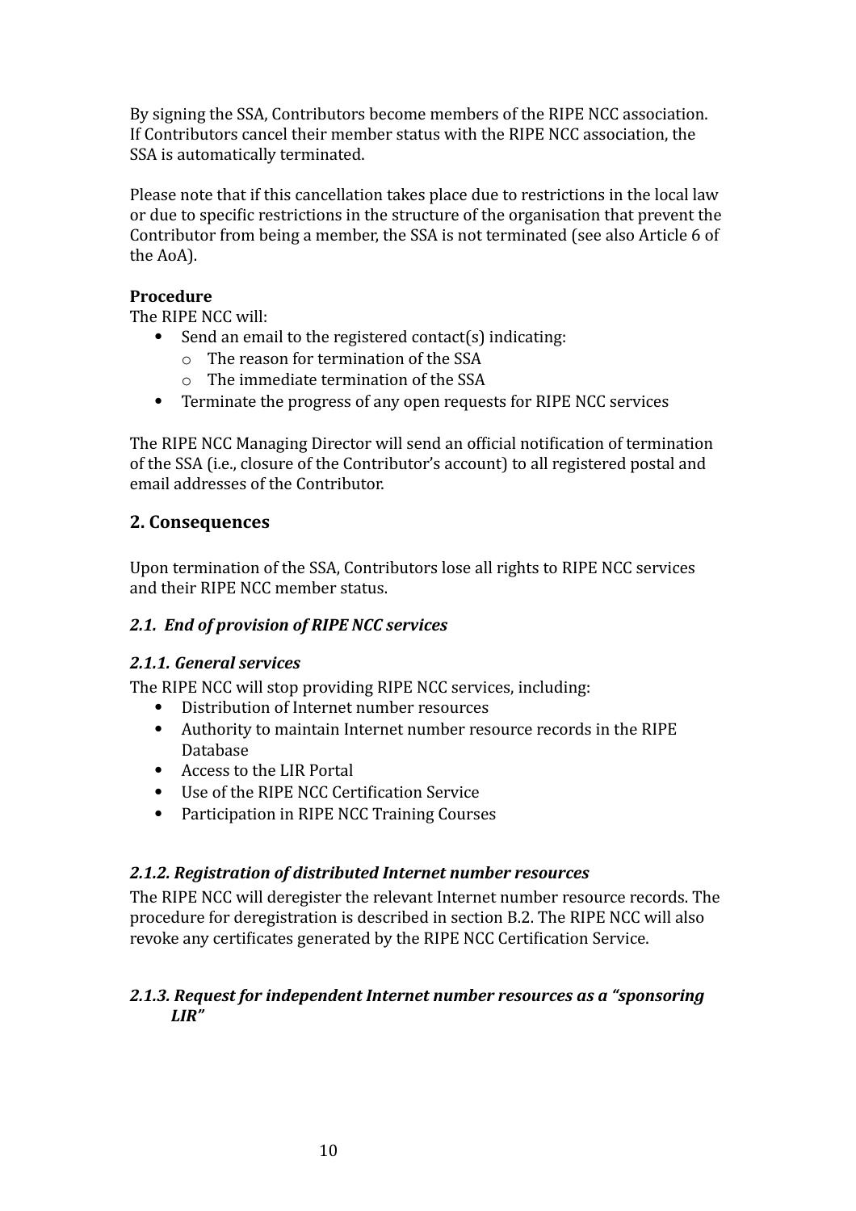By signing the SSA, Contributors become members of the RIPE NCC association. If Contributors cancel their member status with the RIPE NCC association, the SSA is automatically terminated.

Please note that if this cancellation takes place due to restrictions in the local law or due to specific restrictions in the structure of the organisation that prevent the Contributor from being a member, the SSA is not terminated (see also Article 6 of the AoA).

**Procedure**
The RIPE NCC will:

- Send an email to the registered contact(s) indicating:
    - The reason for termination of the SSA
    - The immediate termination of the SSA
- Terminate the progress of any open requests for RIPE NCC services

The RIPE NCC Managing Director will send an official notification of termination of the SSA (i.e., closure of the Contributor's account) to all registered postal and email addresses of the Contributor.

## 2. Consequences

Upon termination of the SSA, Contributors lose all rights to RIPE NCC services and their RIPE NCC member status.

### *2.1. End of provision of RIPE NCC services*

#### *2.1.1. General services*

The RIPE NCC will stop providing RIPE NCC services, including:

- Distribution of Internet number resources
- Authority to maintain Internet number resource records in the RIPE Database
- Access to the LIR Portal
- Use of the RIPE NCC Certification Service
- Participation in RIPE NCC Training Courses

#### *2.1.2. Registration of distributed Internet number resources*

The RIPE NCC will deregister the relevant Internet number resource records. The procedure for deregistration is described in section B.2. The RIPE NCC will also revoke any certificates generated by the RIPE NCC Certification Service.

#### *2.1.3. Request for independent Internet number resources as a "sponsoring LIR"*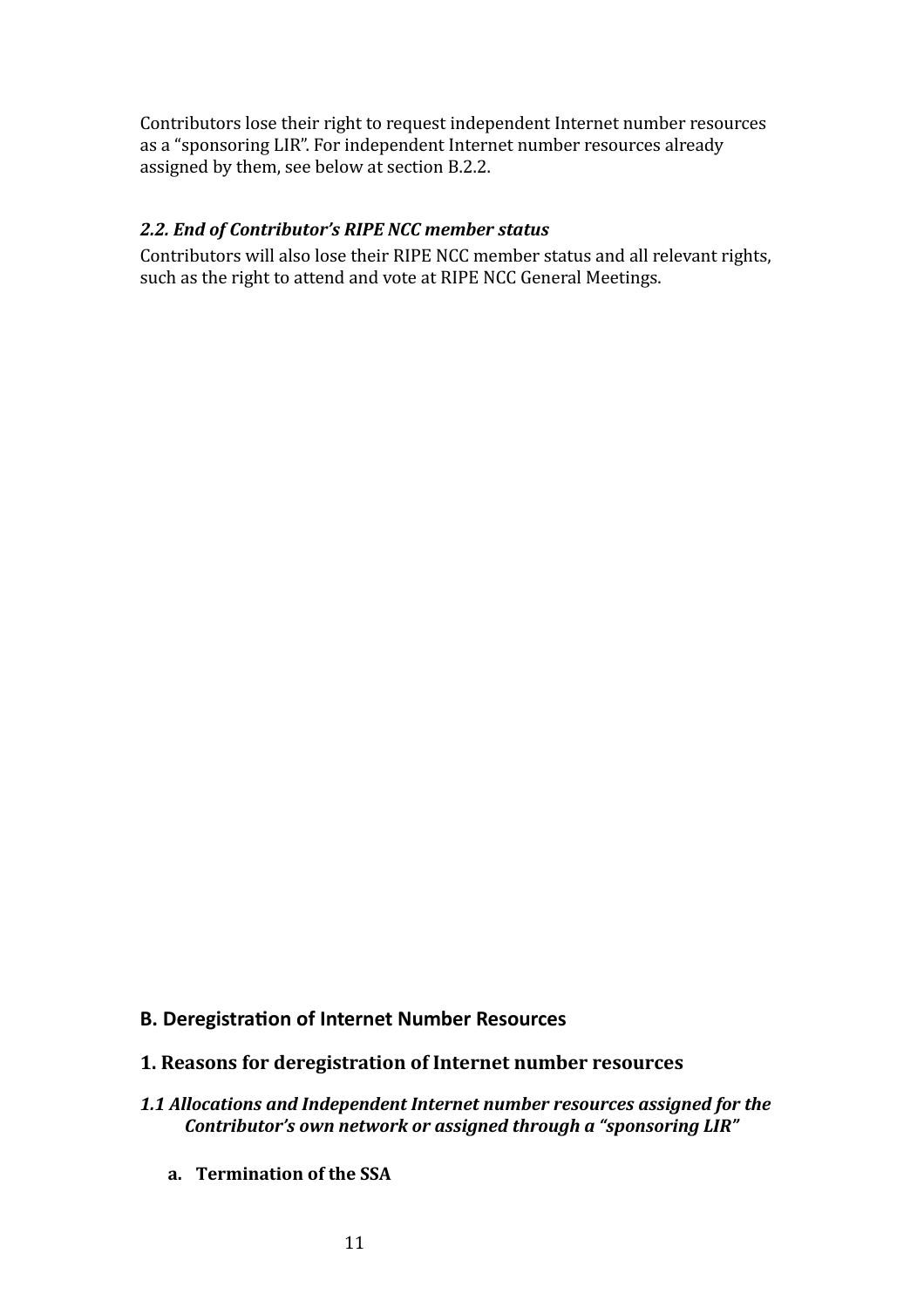Contributors lose their right to request independent Internet number resources as a “sponsoring LIR”. For independent Internet number resources already assigned by them, see below at section B.2.2.

### *2.2. End of Contributor’s RIPE NCC member status*

Contributors will also lose their RIPE NCC member status and all relevant rights, such as the right to attend and vote at RIPE NCC General Meetings.

## B. Deregistration of Internet Number Resources

## 1. Reasons for deregistration of Internet number resources

### *1.1 Allocations and Independent Internet number resources assigned for the Contributor’s own network or assigned through a “sponsoring LIR”*

**a. Termination of the SSA**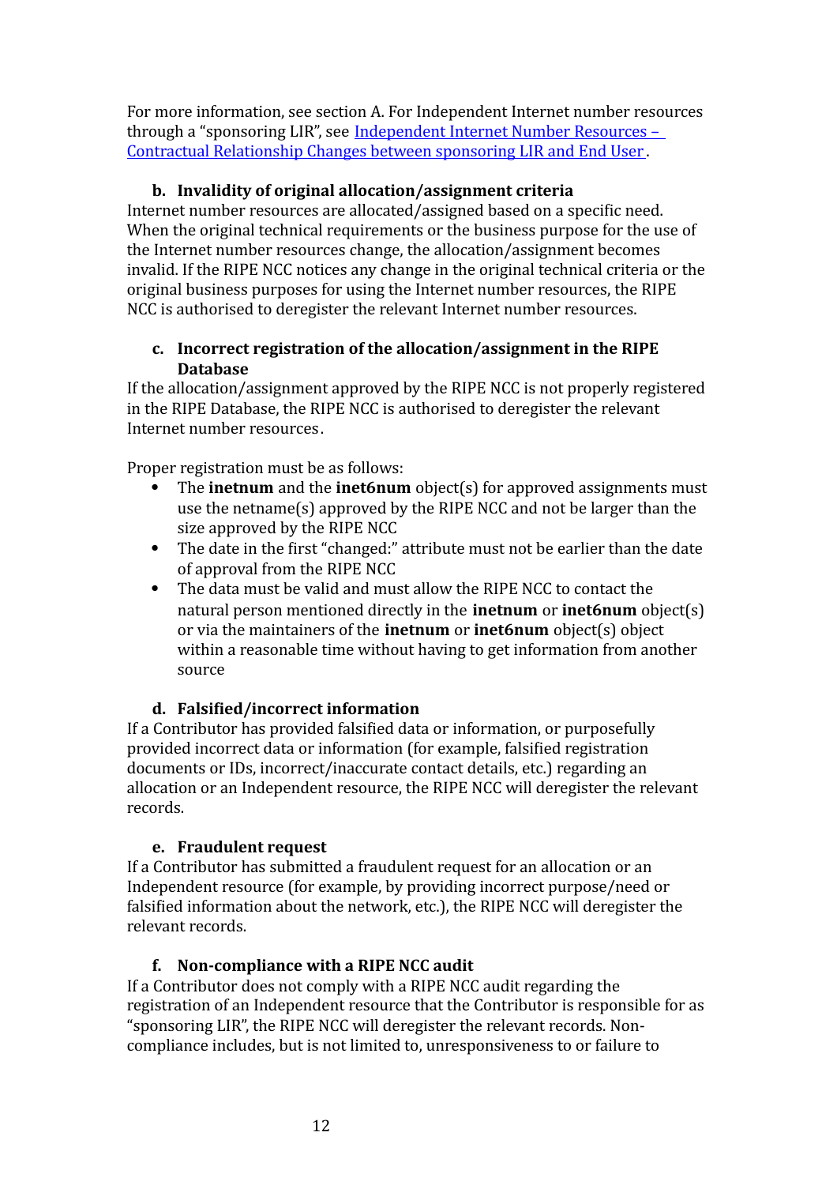For more information, see section A. For Independent Internet number resources through a "sponsoring LIR", see [Independent Internet Number Resources – Contractual Relationship Changes between sponsoring LIR and End User](#).

**b. Invalidity of original allocation/assignment criteria**

Internet number resources are allocated/assigned based on a specific need. When the original technical requirements or the business purpose for the use of the Internet number resources change, the allocation/assignment becomes invalid. If the RIPE NCC notices any change in the original technical criteria or the original business purposes for using the Internet number resources, the RIPE NCC is authorised to deregister the relevant Internet number resources.

**c. Incorrect registration of the allocation/assignment in the RIPE Database**

If the allocation/assignment approved by the RIPE NCC is not properly registered in the RIPE Database, the RIPE NCC is authorised to deregister the relevant Internet number resources.

Proper registration must be as follows:

- The **inetnum** and the **inet6num** object(s) for approved assignments must use the netname(s) approved by the RIPE NCC and not be larger than the size approved by the RIPE NCC
- The date in the first "changed:" attribute must not be earlier than the date of approval from the RIPE NCC
- The data must be valid and must allow the RIPE NCC to contact the natural person mentioned directly in the **inetnum** or **inet6num** object(s) or via the maintainers of the **inetnum** or **inet6num** object(s) object within a reasonable time without having to get information from another source

**d. Falsified/incorrect information**

If a Contributor has provided falsified data or information, or purposefully provided incorrect data or information (for example, falsified registration documents or IDs, incorrect/inaccurate contact details, etc.) regarding an allocation or an Independent resource, the RIPE NCC will deregister the relevant records.

**e. Fraudulent request**

If a Contributor has submitted a fraudulent request for an allocation or an Independent resource (for example, by providing incorrect purpose/need or falsified information about the network, etc.), the RIPE NCC will deregister the relevant records.

**f. Non-compliance with a RIPE NCC audit**

If a Contributor does not comply with a RIPE NCC audit regarding the registration of an Independent resource that the Contributor is responsible for as "sponsoring LIR", the RIPE NCC will deregister the relevant records. Non-compliance includes, but is not limited to, unresponsiveness to or failure to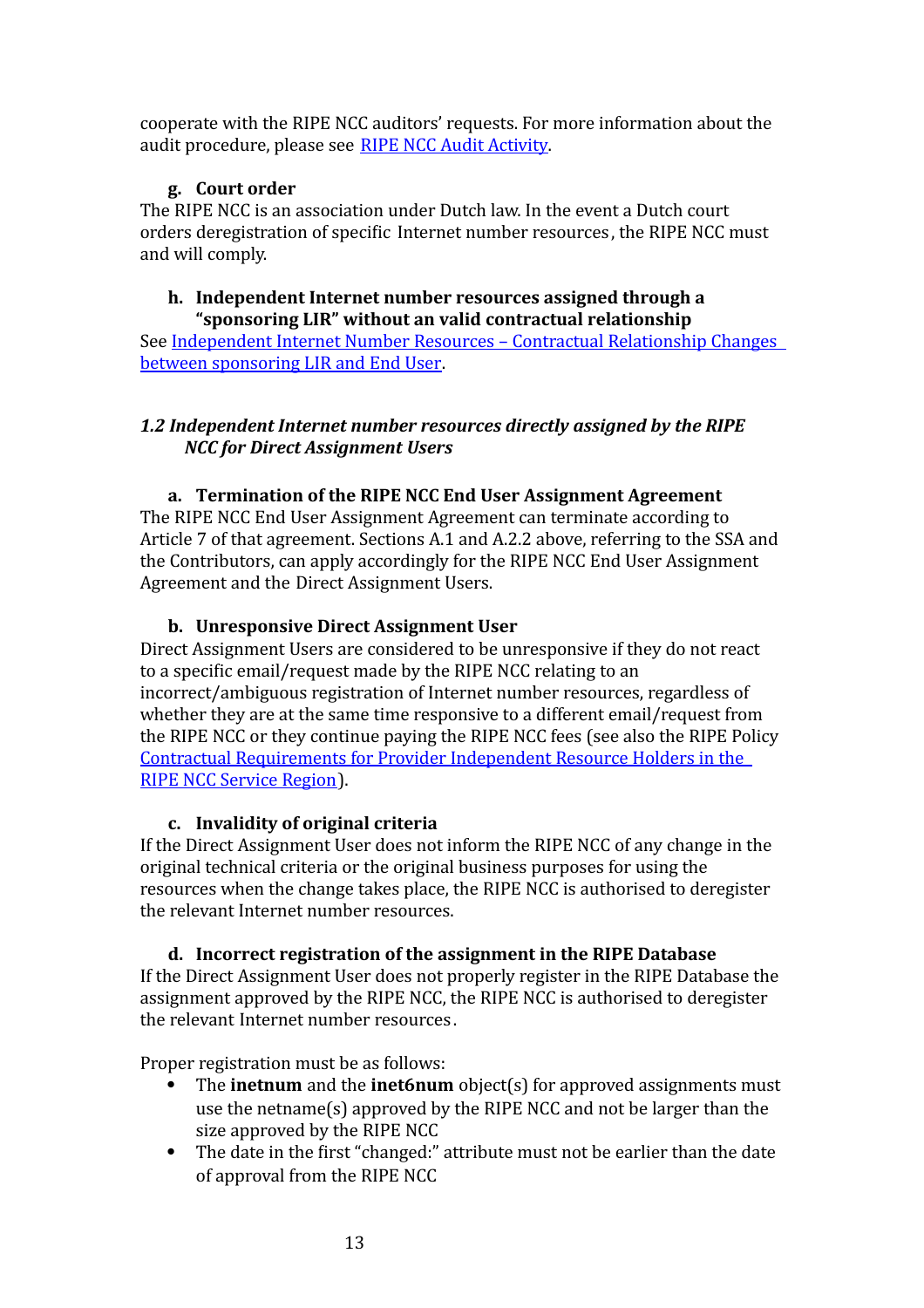cooperate with the RIPE NCC auditors' requests. For more information about the audit procedure, please see [RIPE NCC Audit Activity](#).

#### g. Court order

The RIPE NCC is an association under Dutch law. In the event a Dutch court orders deregistration of specific Internet number resources, the RIPE NCC must and will comply.

#### h. Independent Internet number resources assigned through a "sponsoring LIR" without an valid contractual relationship

See [Independent Internet Number Resources – Contractual Relationship Changes between sponsoring LIR and End User](#).

### *1.2 Independent Internet number resources directly assigned by the RIPE NCC for Direct Assignment Users*

#### a. Termination of the RIPE NCC End User Assignment Agreement

The RIPE NCC End User Assignment Agreement can terminate according to Article 7 of that agreement. Sections A.1 and A.2.2 above, referring to the SSA and the Contributors, can apply accordingly for the RIPE NCC End User Assignment Agreement and the Direct Assignment Users.

#### b. Unresponsive Direct Assignment User

Direct Assignment Users are considered to be unresponsive if they do not react to a specific email/request made by the RIPE NCC relating to an incorrect/ambiguous registration of Internet number resources, regardless of whether they are at the same time responsive to a different email/request from the RIPE NCC or they continue paying the RIPE NCC fees (see also the RIPE Policy [Contractual Requirements for Provider Independent Resource Holders in the RIPE NCC Service Region](#)).

#### c. Invalidity of original criteria

If the Direct Assignment User does not inform the RIPE NCC of any change in the original technical criteria or the original business purposes for using the resources when the change takes place, the RIPE NCC is authorised to deregister the relevant Internet number resources.

#### d. Incorrect registration of the assignment in the RIPE Database

If the Direct Assignment User does not properly register in the RIPE Database the assignment approved by the RIPE NCC, the RIPE NCC is authorised to deregister the relevant Internet number resources.

Proper registration must be as follows:

- The **inetnum** and the **inet6num** object(s) for approved assignments must use the netname(s) approved by the RIPE NCC and not be larger than the size approved by the RIPE NCC
- The date in the first "changed:" attribute must not be earlier than the date of approval from the RIPE NCC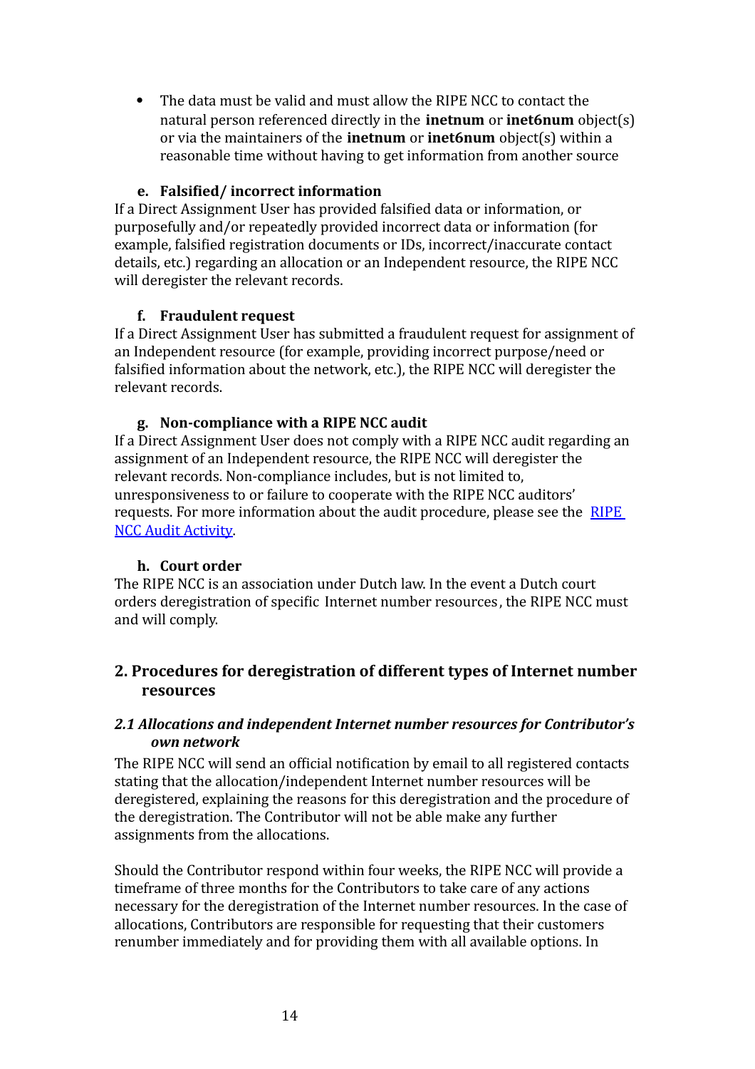- The data must be valid and must allow the RIPE NCC to contact the natural person referenced directly in the **inetnum** or **inet6num** object(s) or via the maintainers of the **inetnum** or **inet6num** object(s) within a reasonable time without having to get information from another source

#### e. Falsified/ incorrect information

If a Direct Assignment User has provided falsified data or information, or purposefully and/or repeatedly provided incorrect data or information (for example, falsified registration documents or IDs, incorrect/inaccurate contact details, etc.) regarding an allocation or an Independent resource, the RIPE NCC will deregister the relevant records.

#### f. Fraudulent request

If a Direct Assignment User has submitted a fraudulent request for assignment of an Independent resource (for example, providing incorrect purpose/need or falsified information about the network, etc.), the RIPE NCC will deregister the relevant records.

#### g. Non-compliance with a RIPE NCC audit

If a Direct Assignment User does not comply with a RIPE NCC audit regarding an assignment of an Independent resource, the RIPE NCC will deregister the relevant records. Non-compliance includes, but is not limited to, unresponsiveness to or failure to cooperate with the RIPE NCC auditors' requests. For more information about the audit procedure, please see the RIPE NCC Audit Activity.

#### h. Court order

The RIPE NCC is an association under Dutch law. In the event a Dutch court orders deregistration of specific Internet number resources, the RIPE NCC must and will comply.

## 2. Procedures for deregistration of different types of Internet number resources

### *2.1 Allocations and independent Internet number resources for Contributor's own network*

The RIPE NCC will send an official notification by email to all registered contacts stating that the allocation/independent Internet number resources will be deregistered, explaining the reasons for this deregistration and the procedure of the deregistration. The Contributor will not be able make any further assignments from the allocations.

Should the Contributor respond within four weeks, the RIPE NCC will provide a timeframe of three months for the Contributors to take care of any actions necessary for the deregistration of the Internet number resources. In the case of allocations, Contributors are responsible for requesting that their customers renumber immediately and for providing them with all available options. In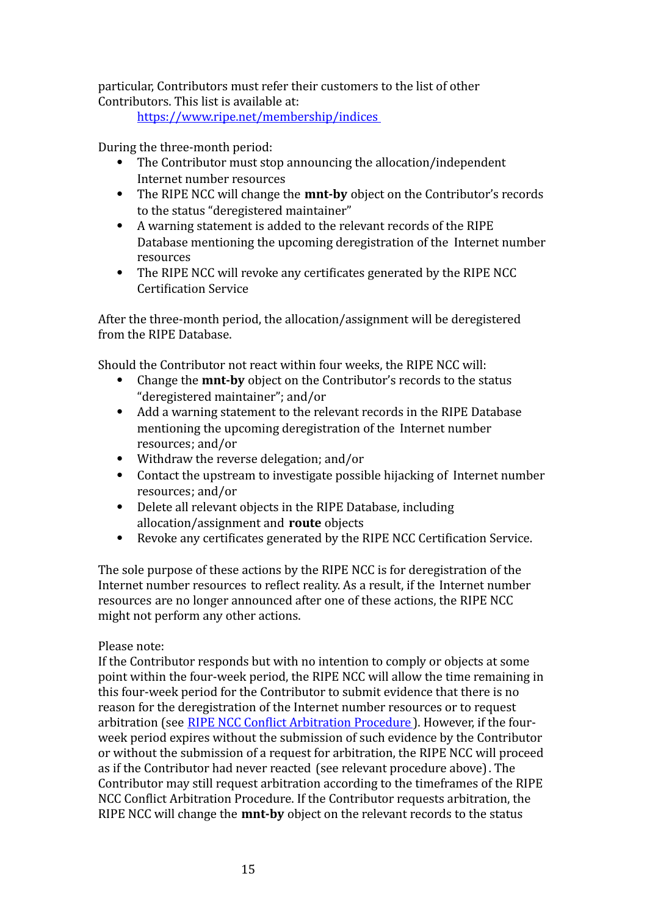particular, Contributors must refer their customers to the list of other Contributors. This list is available at:

[https://www.ripe.net/membership/indices](https://www.ripe.net/membership/indices)

During the three-month period:

- The Contributor must stop announcing the allocation/independent Internet number resources
- The RIPE NCC will change the **mnt-by** object on the Contributor's records to the status "deregistered maintainer"
- A warning statement is added to the relevant records of the RIPE Database mentioning the upcoming deregistration of the Internet number resources
- The RIPE NCC will revoke any certificates generated by the RIPE NCC Certification Service

After the three-month period, the allocation/assignment will be deregistered from the RIPE Database.

Should the Contributor not react within four weeks, the RIPE NCC will:

- Change the **mnt-by** object on the Contributor's records to the status "deregistered maintainer"; and/or
- Add a warning statement to the relevant records in the RIPE Database mentioning the upcoming deregistration of the Internet number resources; and/or
- Withdraw the reverse delegation; and/or
- Contact the upstream to investigate possible hijacking of Internet number resources; and/or
- Delete all relevant objects in the RIPE Database, including allocation/assignment and **route** objects
- Revoke any certificates generated by the RIPE NCC Certification Service.

The sole purpose of these actions by the RIPE NCC is for deregistration of the Internet number resources to reflect reality. As a result, if the Internet number resources are no longer announced after one of these actions, the RIPE NCC might not perform any other actions.

Please note:
If the Contributor responds but with no intention to comply or objects at some point within the four-week period, the RIPE NCC will allow the time remaining in this four-week period for the Contributor to submit evidence that there is no reason for the deregistration of the Internet number resources or to request arbitration (see RIPE NCC Conflict Arbitration Procedure). However, if the four-week period expires without the submission of such evidence by the Contributor or without the submission of a request for arbitration, the RIPE NCC will proceed as if the Contributor had never reacted (see relevant procedure above). The Contributor may still request arbitration according to the timeframes of the RIPE NCC Conflict Arbitration Procedure. If the Contributor requests arbitration, the RIPE NCC will change the **mnt-by** object on the relevant records to the status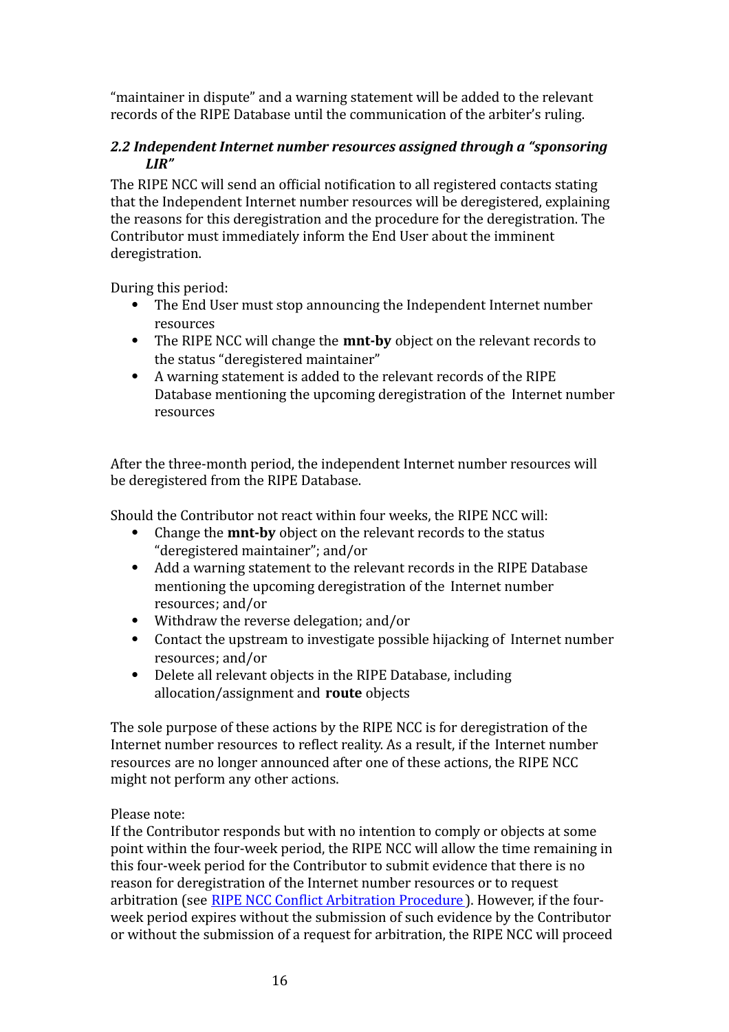"maintainer in dispute" and a warning statement will be added to the relevant records of the RIPE Database until the communication of the arbiter's ruling.

### *2.2 Independent Internet number resources assigned through a "sponsoring LIR"*

The RIPE NCC will send an official notification to all registered contacts stating that the Independent Internet number resources will be deregistered, explaining the reasons for this deregistration and the procedure for the deregistration. The Contributor must immediately inform the End User about the imminent deregistration.

During this period:

- The End User must stop announcing the Independent Internet number resources
- The RIPE NCC will change the **mnt-by** object on the relevant records to the status "deregistered maintainer"
- A warning statement is added to the relevant records of the RIPE Database mentioning the upcoming deregistration of the Internet number resources

After the three-month period, the independent Internet number resources will be deregistered from the RIPE Database.

Should the Contributor not react within four weeks, the RIPE NCC will:

- Change the **mnt-by** object on the relevant records to the status "deregistered maintainer"; and/or
- Add a warning statement to the relevant records in the RIPE Database mentioning the upcoming deregistration of the Internet number resources; and/or
- Withdraw the reverse delegation; and/or
- Contact the upstream to investigate possible hijacking of Internet number resources; and/or
- Delete all relevant objects in the RIPE Database, including allocation/assignment and **route** objects

The sole purpose of these actions by the RIPE NCC is for deregistration of the Internet number resources to reflect reality. As a result, if the Internet number resources are no longer announced after one of these actions, the RIPE NCC might not perform any other actions.

Please note:
If the Contributor responds but with no intention to comply or objects at some point within the four-week period, the RIPE NCC will allow the time remaining in this four-week period for the Contributor to submit evidence that there is no reason for deregistration of the Internet number resources or to request arbitration (see [RIPE NCC Conflict Arbitration Procedure]). However, if the four-week period expires without the submission of such evidence by the Contributor or without the submission of a request for arbitration, the RIPE NCC will proceed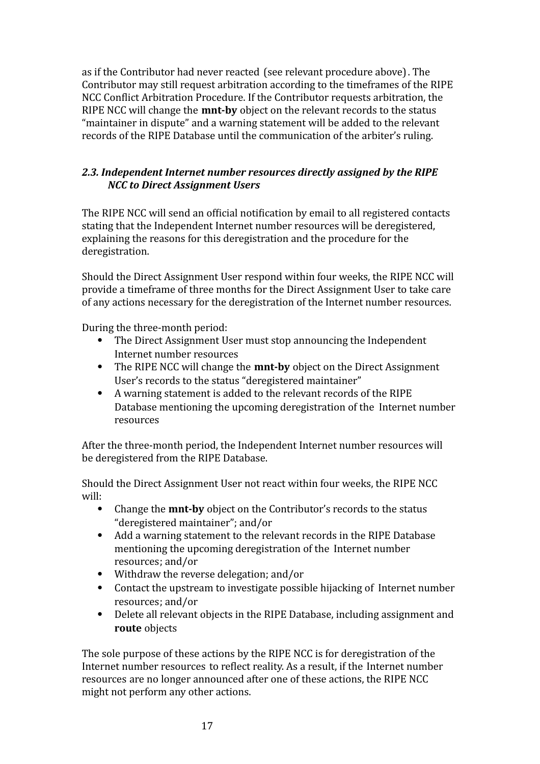as if the Contributor had never reacted (see relevant procedure above). The Contributor may still request arbitration according to the timeframes of the RIPE NCC Conflict Arbitration Procedure. If the Contributor requests arbitration, the RIPE NCC will change the **mnt-by** object on the relevant records to the status "maintainer in dispute" and a warning statement will be added to the relevant records of the RIPE Database until the communication of the arbiter's ruling.

### *2.3. Independent Internet number resources directly assigned by the RIPE NCC to Direct Assignment Users*

The RIPE NCC will send an official notification by email to all registered contacts stating that the Independent Internet number resources will be deregistered, explaining the reasons for this deregistration and the procedure for the deregistration.

Should the Direct Assignment User respond within four weeks, the RIPE NCC will provide a timeframe of three months for the Direct Assignment User to take care of any actions necessary for the deregistration of the Internet number resources.

During the three-month period:

- The Direct Assignment User must stop announcing the Independent Internet number resources
- The RIPE NCC will change the **mnt-by** object on the Direct Assignment User's records to the status "deregistered maintainer"
- A warning statement is added to the relevant records of the RIPE Database mentioning the upcoming deregistration of the Internet number resources

After the three-month period, the Independent Internet number resources will be deregistered from the RIPE Database.

Should the Direct Assignment User not react within four weeks, the RIPE NCC will:

- Change the **mnt-by** object on the Contributor's records to the status "deregistered maintainer"; and/or
- Add a warning statement to the relevant records in the RIPE Database mentioning the upcoming deregistration of the Internet number resources; and/or
- Withdraw the reverse delegation; and/or
- Contact the upstream to investigate possible hijacking of Internet number resources; and/or
- Delete all relevant objects in the RIPE Database, including assignment and **route** objects

The sole purpose of these actions by the RIPE NCC is for deregistration of the Internet number resources to reflect reality. As a result, if the Internet number resources are no longer announced after one of these actions, the RIPE NCC might not perform any other actions.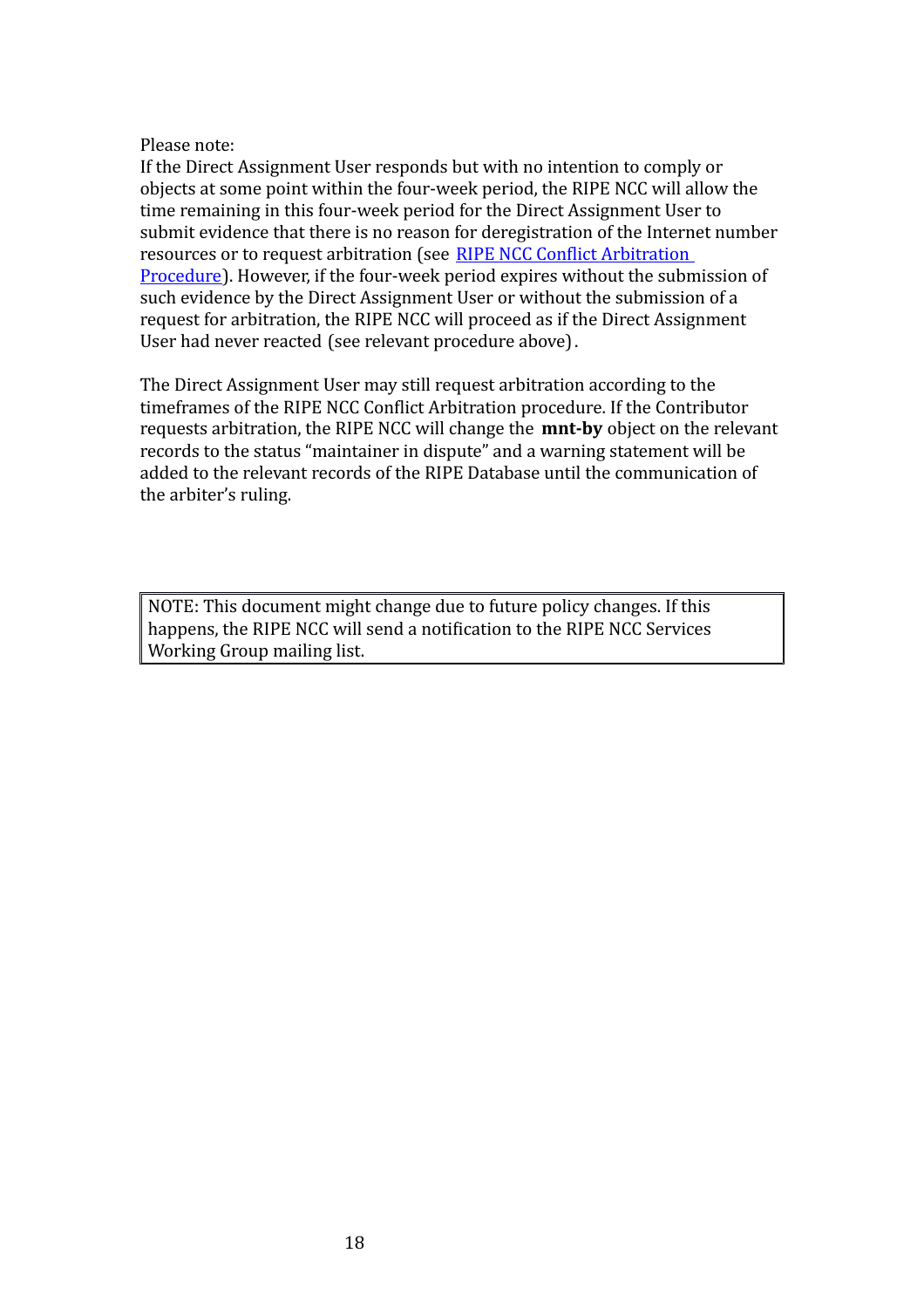Please note:
If the Direct Assignment User responds but with no intention to comply or objects at some point within the four-week period, the RIPE NCC will allow the time remaining in this four-week period for the Direct Assignment User to submit evidence that there is no reason for deregistration of the Internet number resources or to request arbitration (see RIPE NCC Conflict Arbitration Procedure). However, if the four-week period expires without the submission of such evidence by the Direct Assignment User or without the submission of a request for arbitration, the RIPE NCC will proceed as if the Direct Assignment User had never reacted (see relevant procedure above).

The Direct Assignment User may still request arbitration according to the timeframes of the RIPE NCC Conflict Arbitration procedure. If the Contributor requests arbitration, the RIPE NCC will change the **mnt-by** object on the relevant records to the status "maintainer in dispute" and a warning statement will be added to the relevant records of the RIPE Database until the communication of the arbiter's ruling.

> NOTE: This document might change due to future policy changes. If this happens, the RIPE NCC will send a notification to the RIPE NCC Services Working Group mailing list.